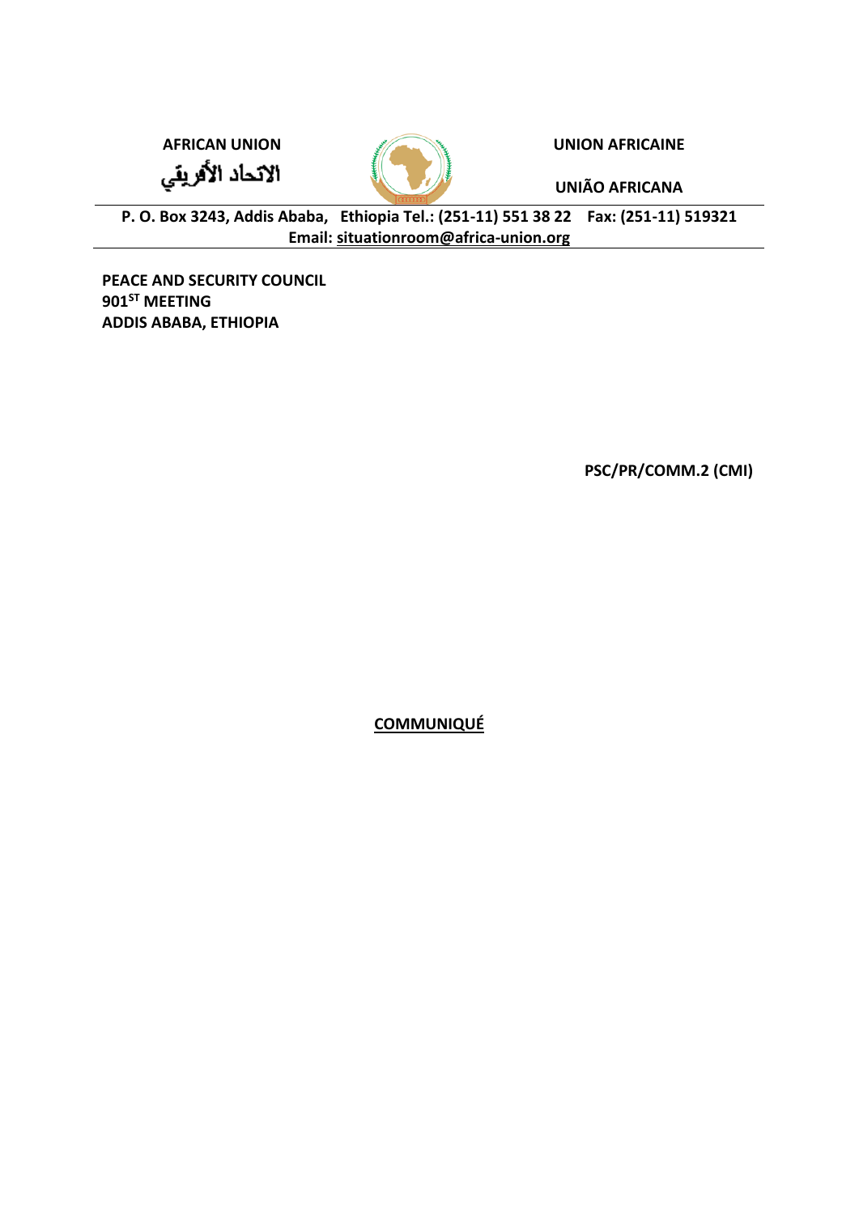**AFRICAN UNION**

**الاتحاد الأفريقي**

**UNION AFRICAINE**

**UNIÃO AFRICANA**

**P. O. Box 3243, Addis Ababa, Ethiopia Tel.: (251-11) 551 38 22 Fax: (251-11) 519321**
**Email: situationroom@africa-union.org**

**PEACE AND SECURITY COUNCIL**
**901ST MEETING**
**ADDIS ABABA, ETHIOPIA**

**PSC/PR/COMM.2 (CMI)**

**COMMUNIQUÉ**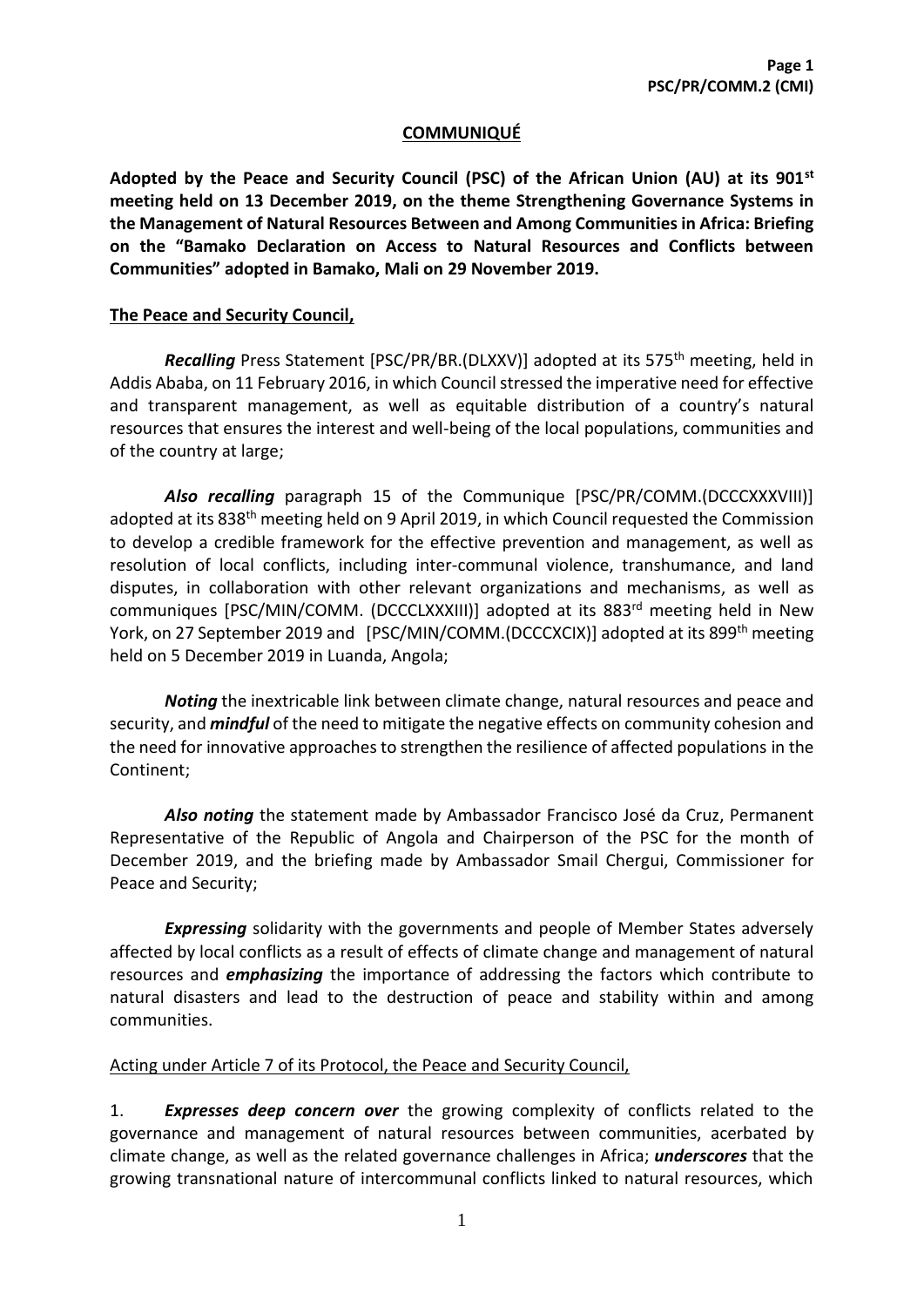**COMMUNIQUÉ**

**Adopted by the Peace and Security Council (PSC) of the African Union (AU) at its 901st meeting held on 13 December 2019, on the theme Strengthening Governance Systems in the Management of Natural Resources Between and Among Communities in Africa: Briefing on the "Bamako Declaration on Access to Natural Resources and Conflicts between Communities" adopted in Bamako, Mali on 29 November 2019.**

**The Peace and Security Council,**

***Recalling*** Press Statement [PSC/PR/BR.(DLXXV)] adopted at its 575th meeting, held in Addis Ababa, on 11 February 2016, in which Council stressed the imperative need for effective and transparent management, as well as equitable distribution of a country's natural resources that ensures the interest and well-being of the local populations, communities and of the country at large;

***Also recalling*** paragraph 15 of the Communique [PSC/PR/COMM.(DCCCXXXVIII)] adopted at its 838th meeting held on 9 April 2019, in which Council requested the Commission to develop a credible framework for the effective prevention and management, as well as resolution of local conflicts, including inter-communal violence, transhumance, and land disputes, in collaboration with other relevant organizations and mechanisms, as well as communiques [PSC/MIN/COMM. (DCCCLXXXIII)] adopted at its 883rd meeting held in New York, on 27 September 2019 and [PSC/MIN/COMM.(DCCCXCIX)] adopted at its 899th meeting held on 5 December 2019 in Luanda, Angola;

***Noting*** the inextricable link between climate change, natural resources and peace and security, and ***mindful*** of the need to mitigate the negative effects on community cohesion and the need for innovative approaches to strengthen the resilience of affected populations in the Continent;

***Also noting*** the statement made by Ambassador Francisco José da Cruz, Permanent Representative of the Republic of Angola and Chairperson of the PSC for the month of December 2019, and the briefing made by Ambassador Smail Chergui, Commissioner for Peace and Security;

***Expressing*** solidarity with the governments and people of Member States adversely affected by local conflicts as a result of effects of climate change and management of natural resources and ***emphasizing*** the importance of addressing the factors which contribute to natural disasters and lead to the destruction of peace and stability within and among communities.

Acting under Article 7 of its Protocol, the Peace and Security Council,

1. ***Expresses deep concern over*** the growing complexity of conflicts related to the governance and management of natural resources between communities, acerbated by climate change, as well as the related governance challenges in Africa; ***underscores*** that the growing transnational nature of intercommunal conflicts linked to natural resources, which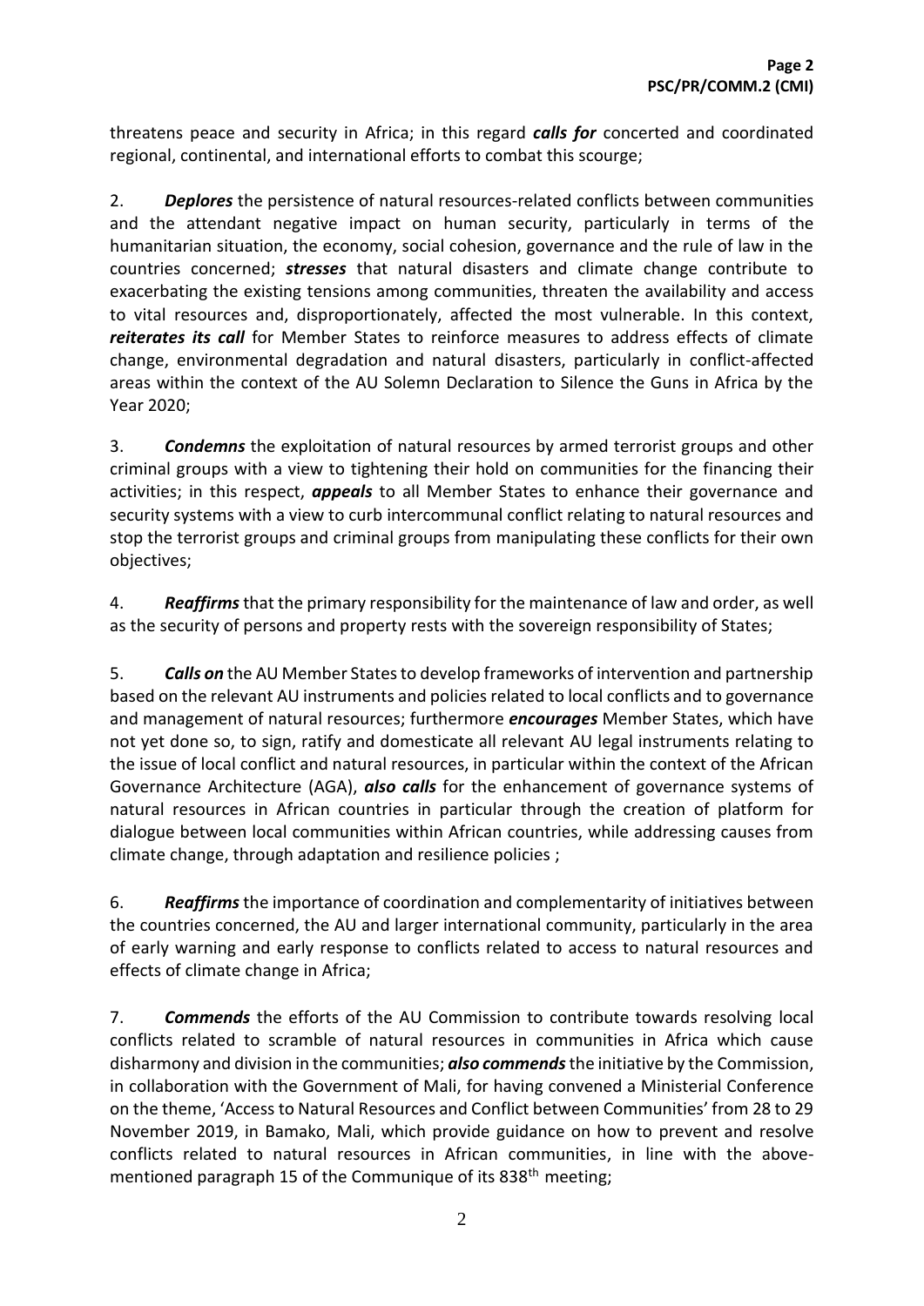threatens peace and security in Africa; in this regard ***calls for*** concerted and coordinated regional, continental, and international efforts to combat this scourge;

2. ***Deplores*** the persistence of natural resources-related conflicts between communities and the attendant negative impact on human security, particularly in terms of the humanitarian situation, the economy, social cohesion, governance and the rule of law in the countries concerned; ***stresses*** that natural disasters and climate change contribute to exacerbating the existing tensions among communities, threaten the availability and access to vital resources and, disproportionately, affected the most vulnerable. In this context, ***reiterates its call*** for Member States to reinforce measures to address effects of climate change, environmental degradation and natural disasters, particularly in conflict-affected areas within the context of the AU Solemn Declaration to Silence the Guns in Africa by the Year 2020;

3. ***Condemns*** the exploitation of natural resources by armed terrorist groups and other criminal groups with a view to tightening their hold on communities for the financing their activities; in this respect, ***appeals*** to all Member States to enhance their governance and security systems with a view to curb intercommunal conflict relating to natural resources and stop the terrorist groups and criminal groups from manipulating these conflicts for their own objectives;

4. ***Reaffirms*** that the primary responsibility for the maintenance of law and order, as well as the security of persons and property rests with the sovereign responsibility of States;

5. ***Calls on*** the AU Member States to develop frameworks of intervention and partnership based on the relevant AU instruments and policies related to local conflicts and to governance and management of natural resources; furthermore ***encourages*** Member States, which have not yet done so, to sign, ratify and domesticate all relevant AU legal instruments relating to the issue of local conflict and natural resources, in particular within the context of the African Governance Architecture (AGA), ***also calls*** for the enhancement of governance systems of natural resources in African countries in particular through the creation of platform for dialogue between local communities within African countries, while addressing causes from climate change, through adaptation and resilience policies ;

6. ***Reaffirms*** the importance of coordination and complementarity of initiatives between the countries concerned, the AU and larger international community, particularly in the area of early warning and early response to conflicts related to access to natural resources and effects of climate change in Africa;

7. ***Commends*** the efforts of the AU Commission to contribute towards resolving local conflicts related to scramble of natural resources in communities in Africa which cause disharmony and division in the communities; ***also commends*** the initiative by the Commission, in collaboration with the Government of Mali, for having convened a Ministerial Conference on the theme, 'Access to Natural Resources and Conflict between Communities' from 28 to 29 November 2019, in Bamako, Mali, which provide guidance on how to prevent and resolve conflicts related to natural resources in African communities, in line with the above-mentioned paragraph 15 of the Communique of its 838th meeting;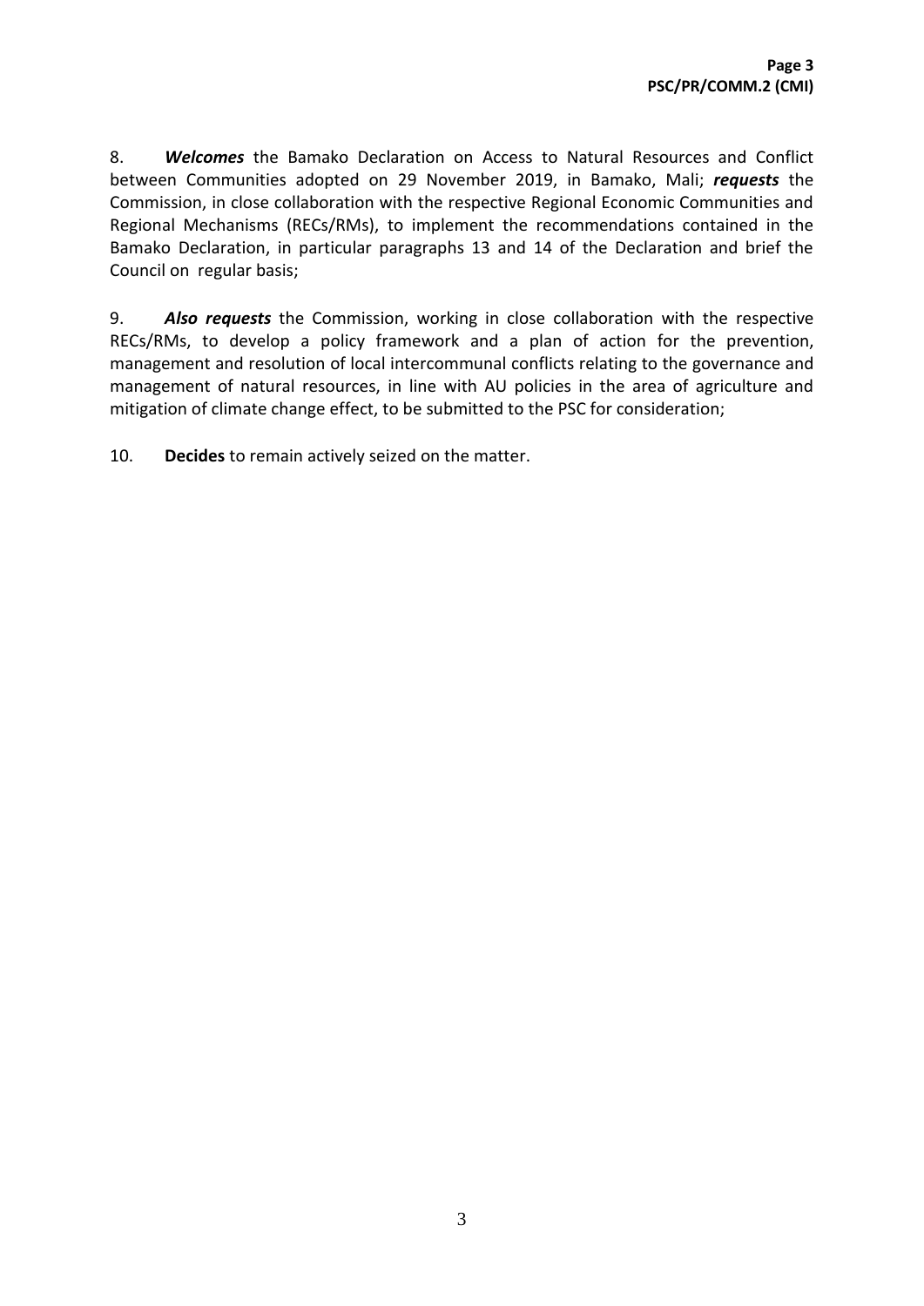8. ***Welcomes*** the Bamako Declaration on Access to Natural Resources and Conflict between Communities adopted on 29 November 2019, in Bamako, Mali; ***requests*** the Commission, in close collaboration with the respective Regional Economic Communities and Regional Mechanisms (RECs/RMs), to implement the recommendations contained in the Bamako Declaration, in particular paragraphs 13 and 14 of the Declaration and brief the Council on regular basis;

9. ***Also requests*** the Commission, working in close collaboration with the respective RECs/RMs, to develop a policy framework and a plan of action for the prevention, management and resolution of local intercommunal conflicts relating to the governance and management of natural resources, in line with AU policies in the area of agriculture and mitigation of climate change effect, to be submitted to the PSC for consideration;

10. **Decides** to remain actively seized on the matter.